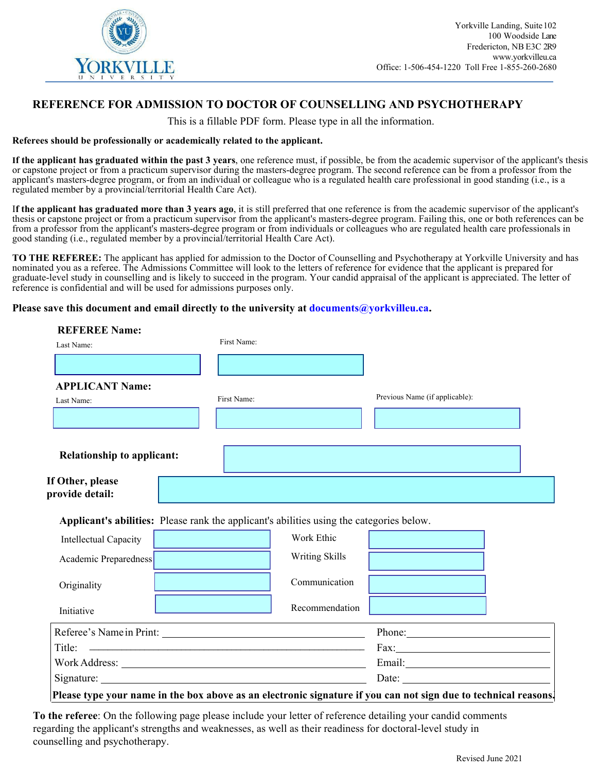Yorkville Landing, Suite 102
100 Woodside Lane
Fredericton, NB E3C 2R9
www.yorkvilleu.ca
Office: 1-506-454-1220 Toll Free 1-855-260-2680

# REFERENCE FOR ADMISSION TO DOCTOR OF COUNSELLING AND PSYCHOTHERAPY

This is a fillable PDF form. Please type in all the information.

**Referees should be professionally or academically related to the applicant.**

**If the applicant has graduated within the past 3 years**, one reference must, if possible, be from the academic supervisor of the applicant's thesis or capstone project or from a practicum supervisor during the masters-degree program. The second reference can be from a professor from the applicant's masters-degree program, or from an individual or colleague who is a regulated health care professional in good standing (i.e., is a regulated member by a provincial/territorial Health Care Act).

**If the applicant has graduated more than 3 years ago**, it is still preferred that one reference is from the academic supervisor of the applicant's thesis or capstone project or from a practicum supervisor from the applicant's masters-degree program. Failing this, one or both references can be from a professor from the applicant's masters-degree program or from individuals or colleagues who are regulated health care professionals in good standing (i.e., regulated member by a provincial/territorial Health Care Act).

**TO THE REFEREE:** The applicant has applied for admission to the Doctor of Counselling and Psychotherapy at Yorkville University and has nominated you as a referee. The Admissions Committee will look to the letters of reference for evidence that the applicant is prepared for graduate-level study in counselling and is likely to succeed in the program. Your candid appraisal of the applicant is appreciated. The letter of reference is confidential and will be used for admissions purposes only.

**Please save this document and email directly to the university at documents@yorkvilleu.ca.**

**REFEREE Name:**

Last Name: ____________ First Name: ____________

**APPLICANT Name:**

Last Name: ____________ First Name: ____________ Previous Name (if applicable): ____________

**Relationship to applicant:** ____________

**If Other, please provide detail:** ____________

**Applicant's abilities:** Please rank the applicant's abilities using the categories below.

| | | | |
|---|---|---|---|
| Intellectual Capacity | | Work Ethic | |
| Academic Preparedness | | Writing Skills | |
| Originality | | Communication | |
| Initiative | | Recommendation | |

Referee's Name in Print: ____________ Phone: ____________

Title: ____________ Fax: ____________

Work Address: ____________ Email: ____________

Signature: ____________ Date: ____________

**Please type your name in the box above as an electronic signature if you can not sign due to technical reasons.**

**To the referee**: On the following page please include your letter of reference detailing your candid comments regarding the applicant's strengths and weaknesses, as well as their readiness for doctoral-level study in counselling and psychotherapy.

Revised June 2021